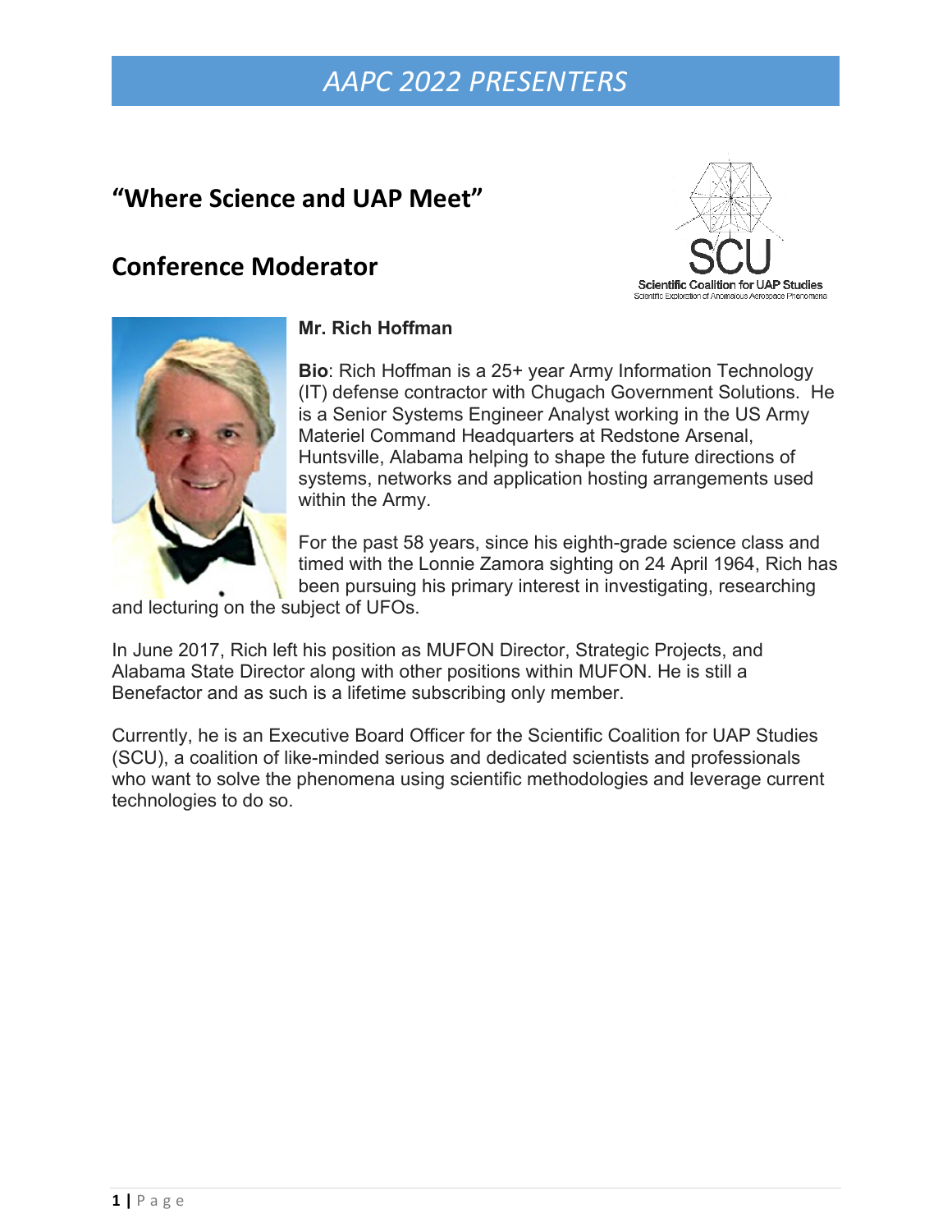# AAPC 2022 PRESENTERS

## "Where Science and UAP Meet"

## Conference Moderator

Scientific Coalition for UAP Studies
Scientific Exploration of Anomalous Aerospace Phenomena

**Mr. Rich Hoffman**

**Bio**: Rich Hoffman is a 25+ year Army Information Technology (IT) defense contractor with Chugach Government Solutions. He is a Senior Systems Engineer Analyst working in the US Army Materiel Command Headquarters at Redstone Arsenal, Huntsville, Alabama helping to shape the future directions of systems, networks and application hosting arrangements used within the Army.

For the past 58 years, since his eighth-grade science class and timed with the Lonnie Zamora sighting on 24 April 1964, Rich has been pursuing his primary interest in investigating, researching and lecturing on the subject of UFOs.

In June 2017, Rich left his position as MUFON Director, Strategic Projects, and Alabama State Director along with other positions within MUFON. He is still a Benefactor and as such is a lifetime subscribing only member.

Currently, he is an Executive Board Officer for the Scientific Coalition for UAP Studies (SCU), a coalition of like-minded serious and dedicated scientists and professionals who want to solve the phenomena using scientific methodologies and leverage current technologies to do so.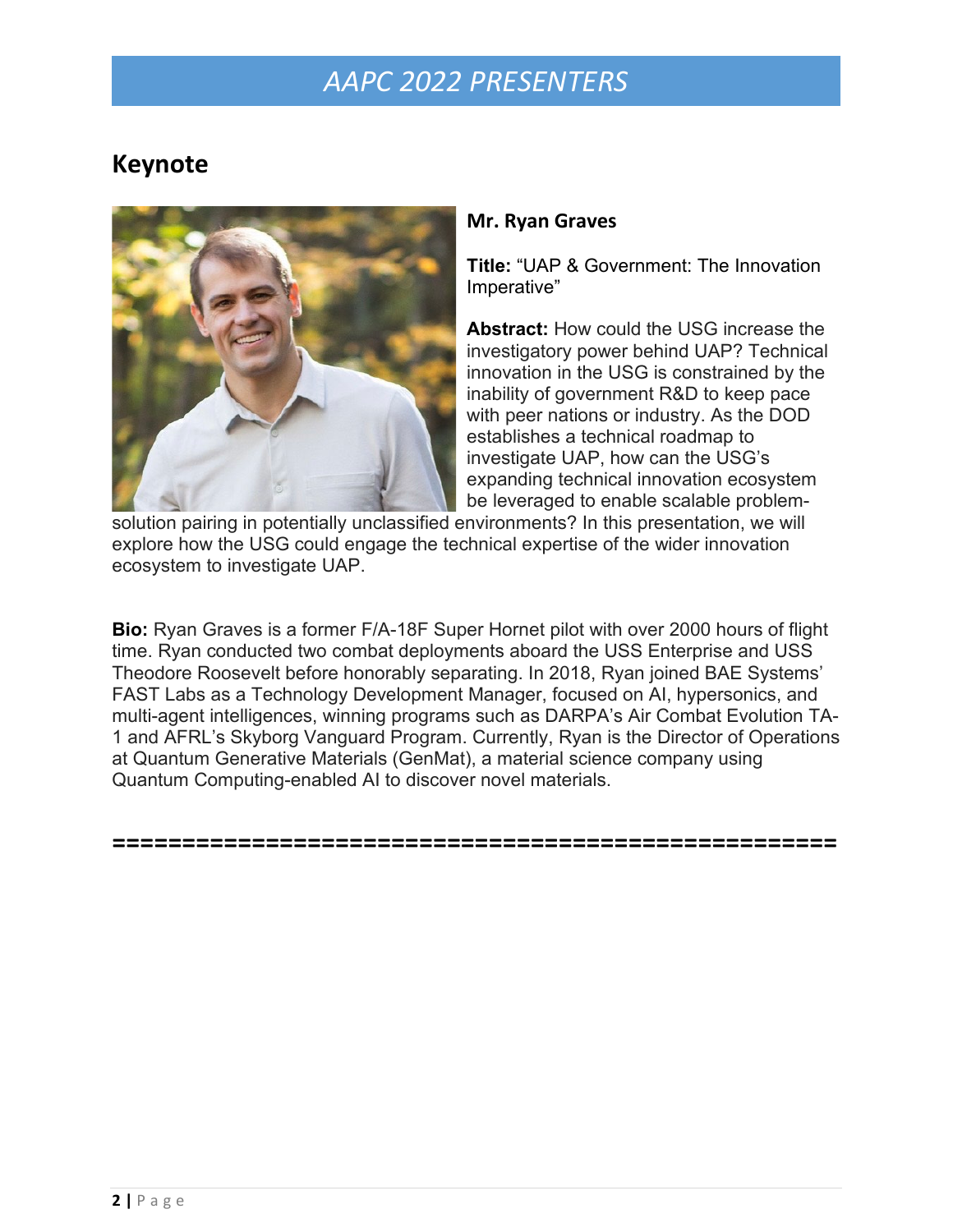# AAPC 2022 PRESENTERS

## Keynote

**Mr. Ryan Graves**

**Title:** "UAP & Government: The Innovation Imperative"

**Abstract:** How could the USG increase the investigatory power behind UAP? Technical innovation in the USG is constrained by the inability of government R&D to keep pace with peer nations or industry. As the DOD establishes a technical roadmap to investigate UAP, how can the USG's expanding technical innovation ecosystem be leveraged to enable scalable problem-solution pairing in potentially unclassified environments? In this presentation, we will explore how the USG could engage the technical expertise of the wider innovation ecosystem to investigate UAP.

**Bio:** Ryan Graves is a former F/A-18F Super Hornet pilot with over 2000 hours of flight time. Ryan conducted two combat deployments aboard the USS Enterprise and USS Theodore Roosevelt before honorably separating. In 2018, Ryan joined BAE Systems' FAST Labs as a Technology Development Manager, focused on AI, hypersonics, and multi-agent intelligences, winning programs such as DARPA's Air Combat Evolution TA-1 and AFRL's Skyborg Vanguard Program. Currently, Ryan is the Director of Operations at Quantum Generative Materials (GenMat), a material science company using Quantum Computing-enabled AI to discover novel materials.

=====================================================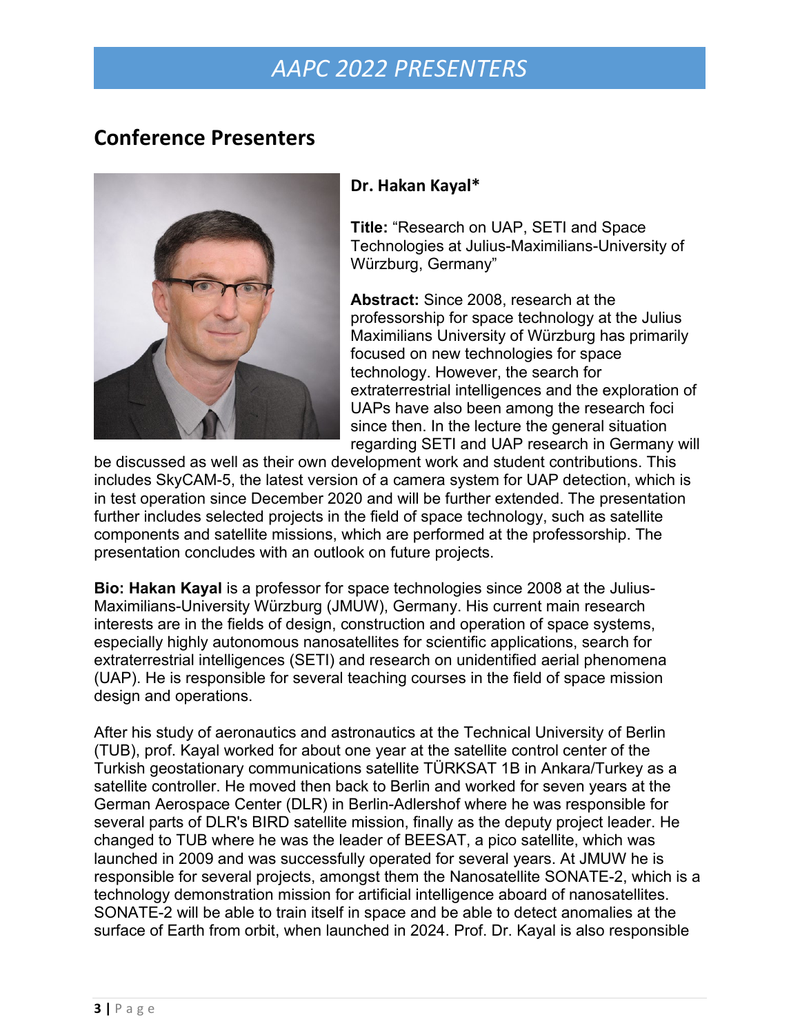## Conference Presenters

**Dr. Hakan Kayal***

**Title:** "Research on UAP, SETI and Space Technologies at Julius-Maximilians-University of Würzburg, Germany"

**Abstract:** Since 2008, research at the professorship for space technology at the Julius Maximilians University of Würzburg has primarily focused on new technologies for space technology. However, the search for extraterrestrial intelligences and the exploration of UAPs have also been among the research foci since then. In the lecture the general situation regarding SETI and UAP research in Germany will be discussed as well as their own development work and student contributions. This includes SkyCAM-5, the latest version of a camera system for UAP detection, which is in test operation since December 2020 and will be further extended. The presentation further includes selected projects in the field of space technology, such as satellite components and satellite missions, which are performed at the professorship. The presentation concludes with an outlook on future projects.

**Bio: Hakan Kayal** is a professor for space technologies since 2008 at the Julius-Maximilians-University Würzburg (JMUW), Germany. His current main research interests are in the fields of design, construction and operation of space systems, especially highly autonomous nanosatellites for scientific applications, search for extraterrestrial intelligences (SETI) and research on unidentified aerial phenomena (UAP). He is responsible for several teaching courses in the field of space mission design and operations.

After his study of aeronautics and astronautics at the Technical University of Berlin (TUB), prof. Kayal worked for about one year at the satellite control center of the Turkish geostationary communications satellite TÜRKSAT 1B in Ankara/Turkey as a satellite controller. He moved then back to Berlin and worked for seven years at the German Aerospace Center (DLR) in Berlin-Adlershof where he was responsible for several parts of DLR's BIRD satellite mission, finally as the deputy project leader. He changed to TUB where he was the leader of BEESAT, a pico satellite, which was launched in 2009 and was successfully operated for several years. At JMUW he is responsible for several projects, amongst them the Nanosatellite SONATE-2, which is a technology demonstration mission for artificial intelligence aboard of nanosatellites. SONATE-2 will be able to train itself in space and be able to detect anomalies at the surface of Earth from orbit, when launched in 2024. Prof. Dr. Kayal is also responsible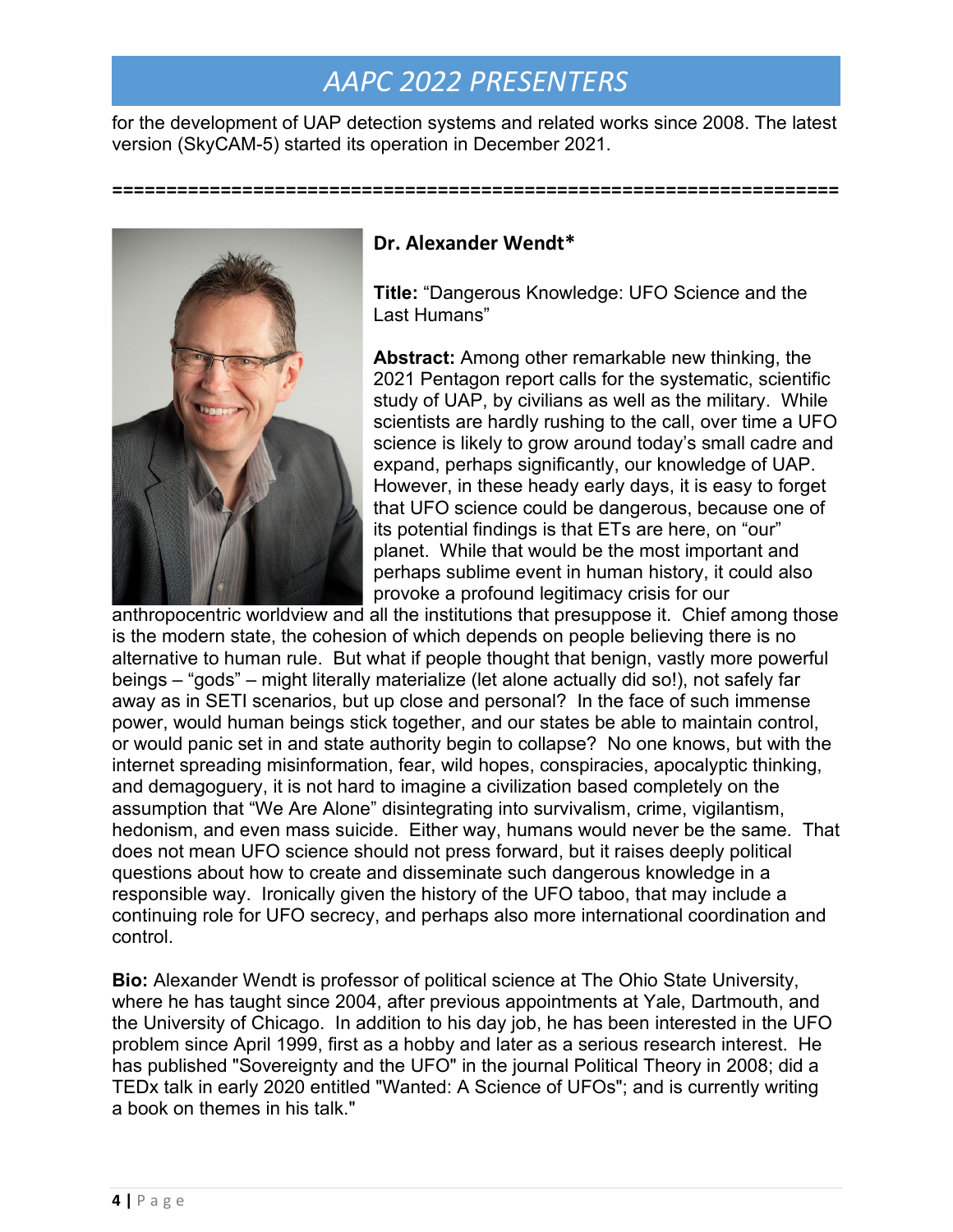for the development of UAP detection systems and related works since 2008. The latest version (SkyCAM-5) started its operation in December 2021.

=================================================================

### Dr. Alexander Wendt*

**Title:** “Dangerous Knowledge: UFO Science and the Last Humans”

**Abstract:** Among other remarkable new thinking, the 2021 Pentagon report calls for the systematic, scientific study of UAP, by civilians as well as the military. While scientists are hardly rushing to the call, over time a UFO science is likely to grow around today’s small cadre and expand, perhaps significantly, our knowledge of UAP. However, in these heady early days, it is easy to forget that UFO science could be dangerous, because one of its potential findings is that ETs are here, on “our” planet. While that would be the most important and perhaps sublime event in human history, it could also provoke a profound legitimacy crisis for our anthropocentric worldview and all the institutions that presuppose it. Chief among those is the modern state, the cohesion of which depends on people believing there is no alternative to human rule. But what if people thought that benign, vastly more powerful beings – “gods” – might literally materialize (let alone actually did so!), not safely far away as in SETI scenarios, but up close and personal? In the face of such immense power, would human beings stick together, and our states be able to maintain control, or would panic set in and state authority begin to collapse? No one knows, but with the internet spreading misinformation, fear, wild hopes, conspiracies, apocalyptic thinking, and demagoguery, it is not hard to imagine a civilization based completely on the assumption that “We Are Alone” disintegrating into survivalism, crime, vigilantism, hedonism, and even mass suicide. Either way, humans would never be the same. That does not mean UFO science should not press forward, but it raises deeply political questions about how to create and disseminate such dangerous knowledge in a responsible way. Ironically given the history of the UFO taboo, that may include a continuing role for UFO secrecy, and perhaps also more international coordination and control.

**Bio:** Alexander Wendt is professor of political science at The Ohio State University, where he has taught since 2004, after previous appointments at Yale, Dartmouth, and the University of Chicago. In addition to his day job, he has been interested in the UFO problem since April 1999, first as a hobby and later as a serious research interest. He has published "Sovereignty and the UFO" in the journal Political Theory in 2008; did a TEDx talk in early 2020 entitled "Wanted: A Science of UFOs"; and is currently writing a book on themes in his talk."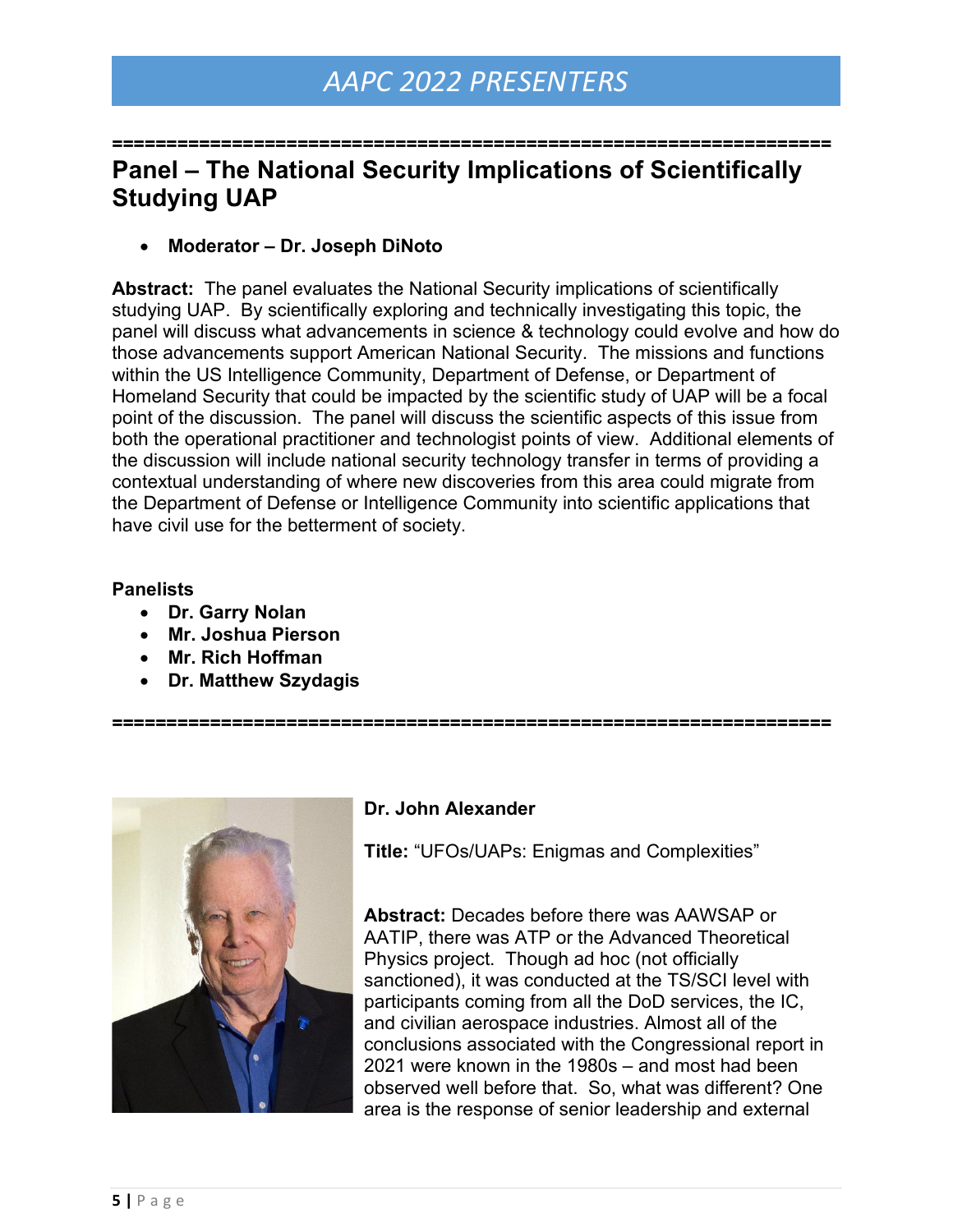# AAPC 2022 PRESENTERS

## Panel – The National Security Implications of Scientifically Studying UAP

- **Moderator – Dr. Joseph DiNoto**

**Abstract:** The panel evaluates the National Security implications of scientifically studying UAP. By scientifically exploring and technically investigating this topic, the panel will discuss what advancements in science & technology could evolve and how do those advancements support American National Security. The missions and functions within the US Intelligence Community, Department of Defense, or Department of Homeland Security that could be impacted by the scientific study of UAP will be a focal point of the discussion. The panel will discuss the scientific aspects of this issue from both the operational practitioner and technologist points of view. Additional elements of the discussion will include national security technology transfer in terms of providing a contextual understanding of where new discoveries from this area could migrate from the Department of Defense or Intelligence Community into scientific applications that have civil use for the betterment of society.

**Panelists**

- **Dr. Garry Nolan**
- **Mr. Joshua Pierson**
- **Mr. Rich Hoffman**
- **Dr. Matthew Szydagis**

---

**Dr. John Alexander**

**Title:** "UFOs/UAPs: Enigmas and Complexities"

**Abstract:** Decades before there was AAWSAP or AATIP, there was ATP or the Advanced Theoretical Physics project. Though ad hoc (not officially sanctioned), it was conducted at the TS/SCI level with participants coming from all the DoD services, the IC, and civilian aerospace industries. Almost all of the conclusions associated with the Congressional report in 2021 were known in the 1980s – and most had been observed well before that. So, what was different? One area is the response of senior leadership and external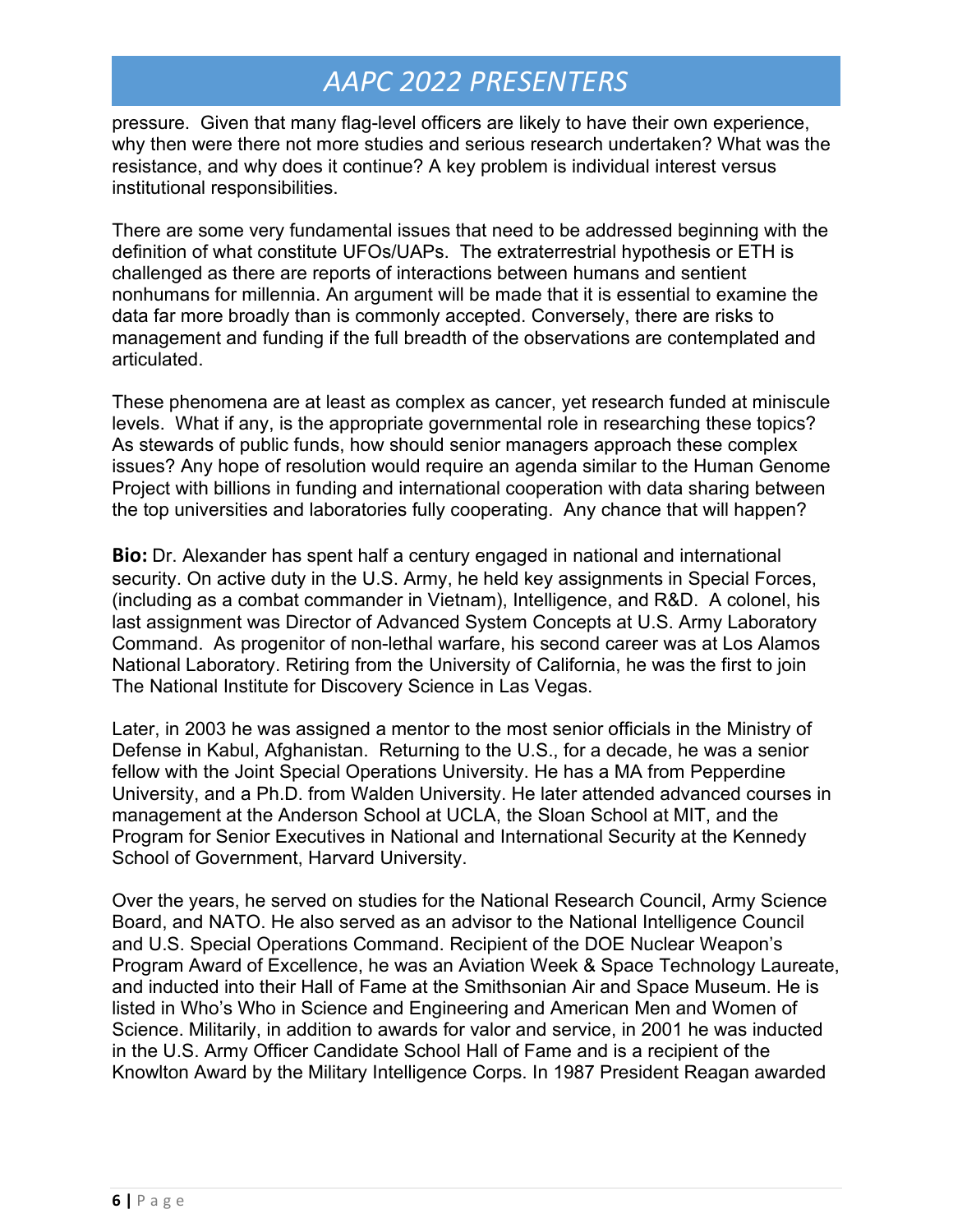pressure. Given that many flag-level officers are likely to have their own experience, why then were there not more studies and serious research undertaken? What was the resistance, and why does it continue? A key problem is individual interest versus institutional responsibilities.

There are some very fundamental issues that need to be addressed beginning with the definition of what constitute UFOs/UAPs. The extraterrestrial hypothesis or ETH is challenged as there are reports of interactions between humans and sentient nonhumans for millennia. An argument will be made that it is essential to examine the data far more broadly than is commonly accepted. Conversely, there are risks to management and funding if the full breadth of the observations are contemplated and articulated.

These phenomena are at least as complex as cancer, yet research funded at miniscule levels. What if any, is the appropriate governmental role in researching these topics? As stewards of public funds, how should senior managers approach these complex issues? Any hope of resolution would require an agenda similar to the Human Genome Project with billions in funding and international cooperation with data sharing between the top universities and laboratories fully cooperating. Any chance that will happen?

**Bio:** Dr. Alexander has spent half a century engaged in national and international security. On active duty in the U.S. Army, he held key assignments in Special Forces, (including as a combat commander in Vietnam), Intelligence, and R&D. A colonel, his last assignment was Director of Advanced System Concepts at U.S. Army Laboratory Command. As progenitor of non-lethal warfare, his second career was at Los Alamos National Laboratory. Retiring from the University of California, he was the first to join The National Institute for Discovery Science in Las Vegas.

Later, in 2003 he was assigned a mentor to the most senior officials in the Ministry of Defense in Kabul, Afghanistan. Returning to the U.S., for a decade, he was a senior fellow with the Joint Special Operations University. He has a MA from Pepperdine University, and a Ph.D. from Walden University. He later attended advanced courses in management at the Anderson School at UCLA, the Sloan School at MIT, and the Program for Senior Executives in National and International Security at the Kennedy School of Government, Harvard University.

Over the years, he served on studies for the National Research Council, Army Science Board, and NATO. He also served as an advisor to the National Intelligence Council and U.S. Special Operations Command. Recipient of the DOE Nuclear Weapon's Program Award of Excellence, he was an Aviation Week & Space Technology Laureate, and inducted into their Hall of Fame at the Smithsonian Air and Space Museum. He is listed in Who's Who in Science and Engineering and American Men and Women of Science. Militarily, in addition to awards for valor and service, in 2001 he was inducted in the U.S. Army Officer Candidate School Hall of Fame and is a recipient of the Knowlton Award by the Military Intelligence Corps. In 1987 President Reagan awarded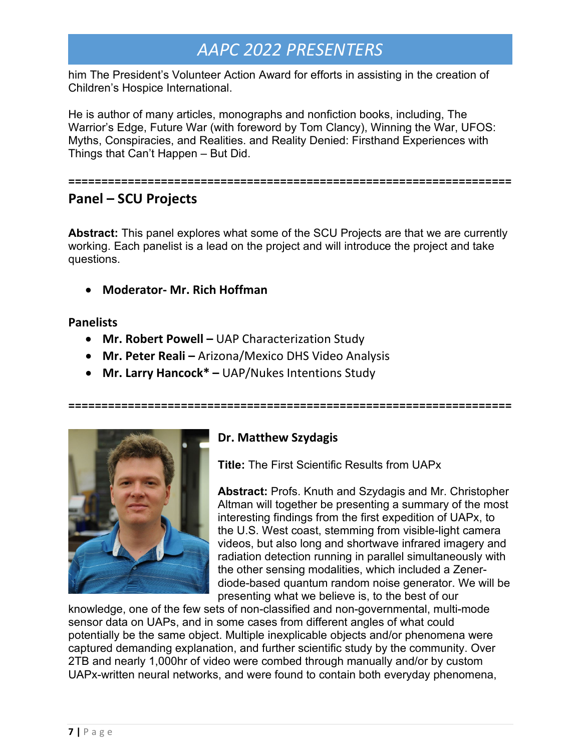him The President's Volunteer Action Award for efforts in assisting in the creation of Children's Hospice International.

He is author of many articles, monographs and nonfiction books, including, The Warrior's Edge, Future War (with foreword by Tom Clancy), Winning the War, UFOS: Myths, Conspiracies, and Realities. and Reality Denied: Firsthand Experiences with Things that Can't Happen – But Did.

=================================================================

## Panel – SCU Projects

**Abstract:** This panel explores what some of the SCU Projects are that we are currently working. Each panelist is a lead on the project and will introduce the project and take questions.

- **Moderator- Mr. Rich Hoffman**

**Panelists**

- **Mr. Robert Powell –** UAP Characterization Study
- **Mr. Peter Reali –** Arizona/Mexico DHS Video Analysis
- **Mr. Larry Hancock* –** UAP/Nukes Intentions Study

=================================================================

### Dr. Matthew Szydagis

**Title:** The First Scientific Results from UAPx

**Abstract:** Profs. Knuth and Szydagis and Mr. Christopher Altman will together be presenting a summary of the most interesting findings from the first expedition of UAPx, to the U.S. West coast, stemming from visible-light camera videos, but also long and shortwave infrared imagery and radiation detection running in parallel simultaneously with the other sensing modalities, which included a Zener-diode-based quantum random noise generator. We will be presenting what we believe is, to the best of our knowledge, one of the few sets of non-classified and non-governmental, multi-mode sensor data on UAPs, and in some cases from different angles of what could potentially be the same object. Multiple inexplicable objects and/or phenomena were captured demanding explanation, and further scientific study by the community. Over 2TB and nearly 1,000hr of video were combed through manually and/or by custom UAPx-written neural networks, and were found to contain both everyday phenomena,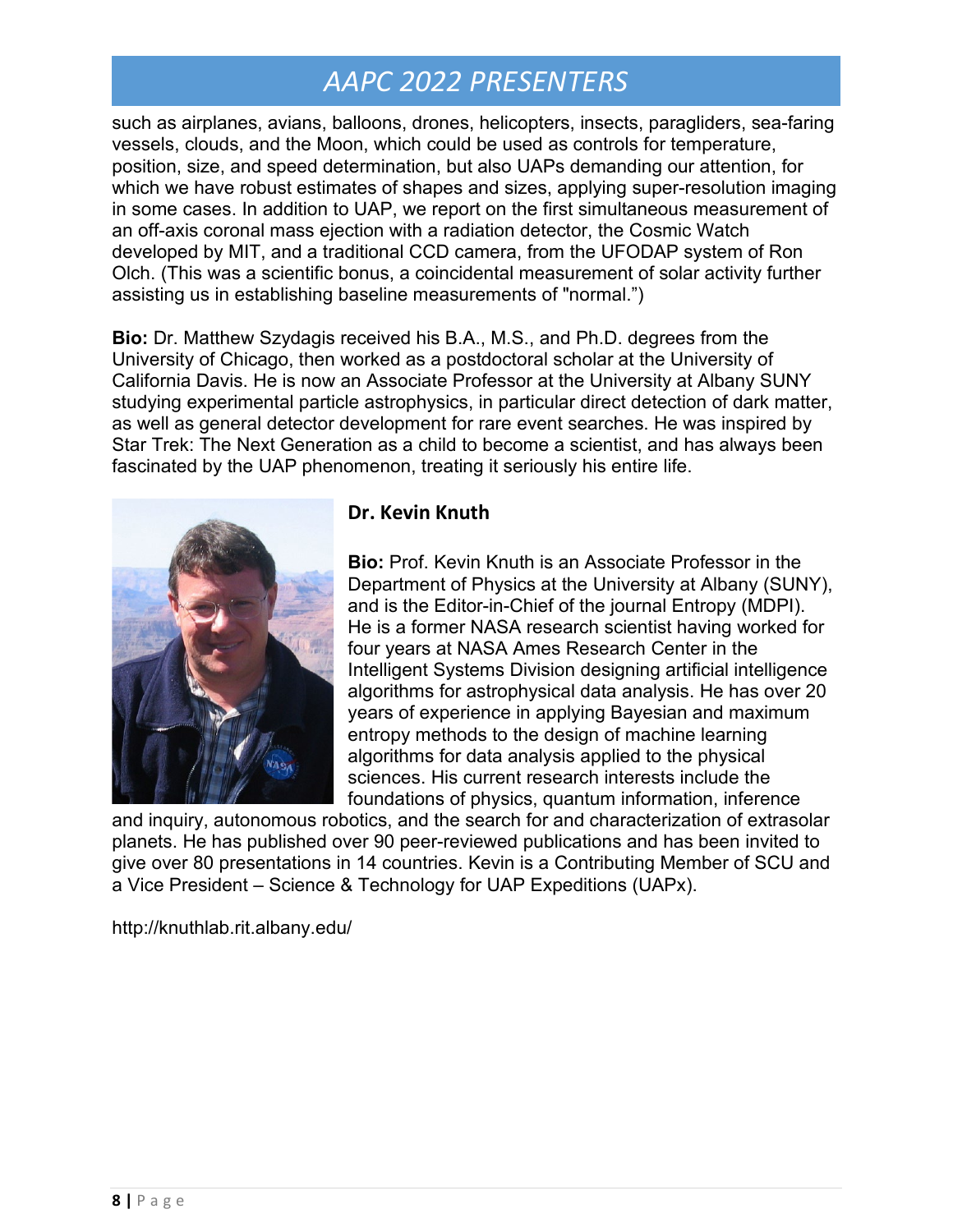such as airplanes, avians, balloons, drones, helicopters, insects, paragliders, sea-faring vessels, clouds, and the Moon, which could be used as controls for temperature, position, size, and speed determination, but also UAPs demanding our attention, for which we have robust estimates of shapes and sizes, applying super-resolution imaging in some cases. In addition to UAP, we report on the first simultaneous measurement of an off-axis coronal mass ejection with a radiation detector, the Cosmic Watch developed by MIT, and a traditional CCD camera, from the UFODAP system of Ron Olch. (This was a scientific bonus, a coincidental measurement of solar activity further assisting us in establishing baseline measurements of "normal.")

**Bio:** Dr. Matthew Szydagis received his B.A., M.S., and Ph.D. degrees from the University of Chicago, then worked as a postdoctoral scholar at the University of California Davis. He is now an Associate Professor at the University at Albany SUNY studying experimental particle astrophysics, in particular direct detection of dark matter, as well as general detector development for rare event searches. He was inspired by Star Trek: The Next Generation as a child to become a scientist, and has always been fascinated by the UAP phenomenon, treating it seriously his entire life.

### Dr. Kevin Knuth

**Bio:** Prof. Kevin Knuth is an Associate Professor in the Department of Physics at the University at Albany (SUNY), and is the Editor-in-Chief of the journal Entropy (MDPI). He is a former NASA research scientist having worked for four years at NASA Ames Research Center in the Intelligent Systems Division designing artificial intelligence algorithms for astrophysical data analysis. He has over 20 years of experience in applying Bayesian and maximum entropy methods to the design of machine learning algorithms for data analysis applied to the physical sciences. His current research interests include the foundations of physics, quantum information, inference and inquiry, autonomous robotics, and the search for and characterization of extrasolar planets. He has published over 90 peer-reviewed publications and has been invited to give over 80 presentations in 14 countries. Kevin is a Contributing Member of SCU and a Vice President – Science & Technology for UAP Expeditions (UAPx).

http://knuthlab.rit.albany.edu/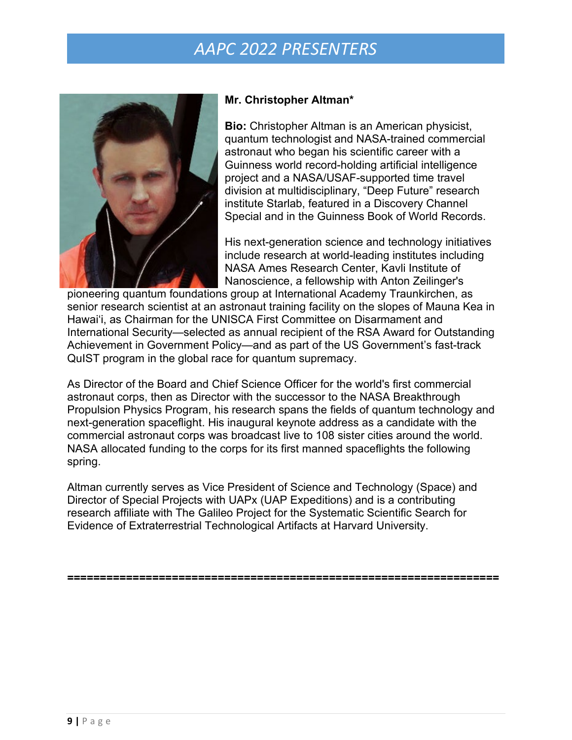# AAPC 2022 PRESENTERS

**Mr. Christopher Altman***

**Bio:** Christopher Altman is an American physicist, quantum technologist and NASA-trained commercial astronaut who began his scientific career with a Guinness world record-holding artificial intelligence project and a NASA/USAF-supported time travel division at multidisciplinary, "Deep Future" research institute Starlab, featured in a Discovery Channel Special and in the Guinness Book of World Records.

His next-generation science and technology initiatives include research at world-leading institutes including NASA Ames Research Center, Kavli Institute of Nanoscience, a fellowship with Anton Zeilinger's pioneering quantum foundations group at International Academy Traunkirchen, as senior research scientist at an astronaut training facility on the slopes of Mauna Kea in Hawai'i, as Chairman for the UNISCA First Committee on Disarmament and International Security—selected as annual recipient of the RSA Award for Outstanding Achievement in Government Policy—and as part of the US Government's fast-track QuIST program in the global race for quantum supremacy.

As Director of the Board and Chief Science Officer for the world's first commercial astronaut corps, then as Director with the successor to the NASA Breakthrough Propulsion Physics Program, his research spans the fields of quantum technology and next-generation spaceflight. His inaugural keynote address as a candidate with the commercial astronaut corps was broadcast live to 108 sister cities around the world. NASA allocated funding to the corps for its first manned spaceflights the following spring.

Altman currently serves as Vice President of Science and Technology (Space) and Director of Special Projects with UAPx (UAP Expeditions) and is a contributing research affiliate with The Galileo Project for the Systematic Scientific Search for Evidence of Extraterrestrial Technological Artifacts at Harvard University.

================================================================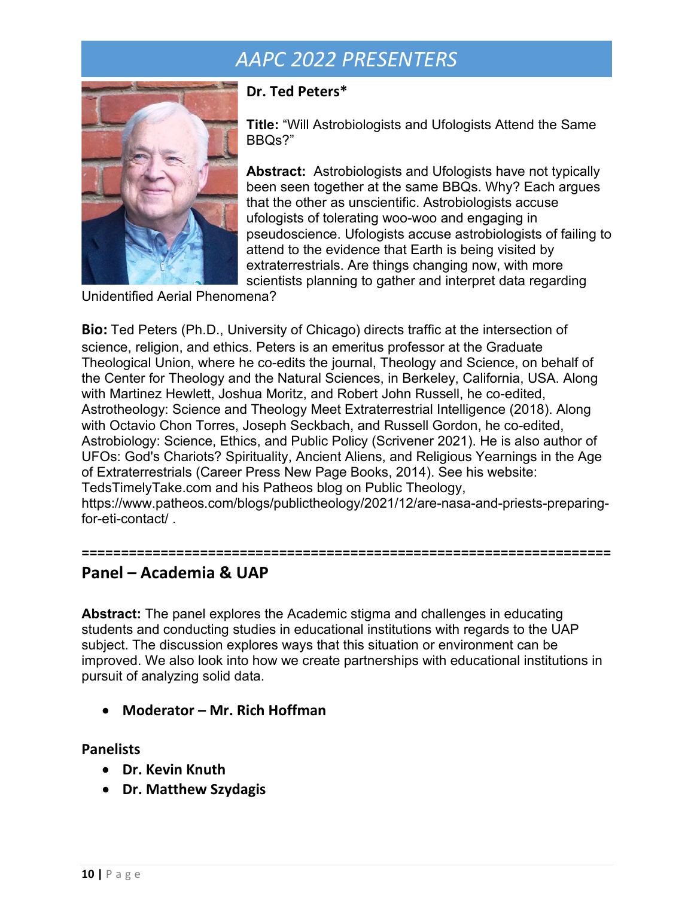# AAPC 2022 PRESENTERS

**Dr. Ted Peters***

**Title:** "Will Astrobiologists and Ufologists Attend the Same BBQs?"

**Abstract:** Astrobiologists and Ufologists have not typically been seen together at the same BBQs. Why? Each argues that the other as unscientific. Astrobiologists accuse ufologists of tolerating woo-woo and engaging in pseudoscience. Ufologists accuse astrobiologists of failing to attend to the evidence that Earth is being visited by extraterrestrials. Are things changing now, with more scientists planning to gather and interpret data regarding Unidentified Aerial Phenomena?

**Bio:** Ted Peters (Ph.D., University of Chicago) directs traffic at the intersection of science, religion, and ethics. Peters is an emeritus professor at the Graduate Theological Union, where he co-edits the journal, Theology and Science, on behalf of the Center for Theology and the Natural Sciences, in Berkeley, California, USA. Along with Martinez Hewlett, Joshua Moritz, and Robert John Russell, he co-edited, Astrotheology: Science and Theology Meet Extraterrestrial Intelligence (2018). Along with Octavio Chon Torres, Joseph Seckbach, and Russell Gordon, he co-edited, Astrobiology: Science, Ethics, and Public Policy (Scrivener 2021). He is also author of UFOs: God's Chariots? Spirituality, Ancient Aliens, and Religious Yearnings in the Age of Extraterrestrials (Career Press New Page Books, 2014). See his website: TedsTimelyTake.com and his Patheos blog on Public Theology, https://www.patheos.com/blogs/publictheology/2021/12/are-nasa-and-priests-preparing-for-eti-contact/ .

=================================================================

## Panel – Academia & UAP

**Abstract:** The panel explores the Academic stigma and challenges in educating students and conducting studies in educational institutions with regards to the UAP subject. The discussion explores ways that this situation or environment can be improved. We also look into how we create partnerships with educational institutions in pursuit of analyzing solid data.

- **Moderator – Mr. Rich Hoffman**

**Panelists**

- **Dr. Kevin Knuth**
- **Dr. Matthew Szydagis**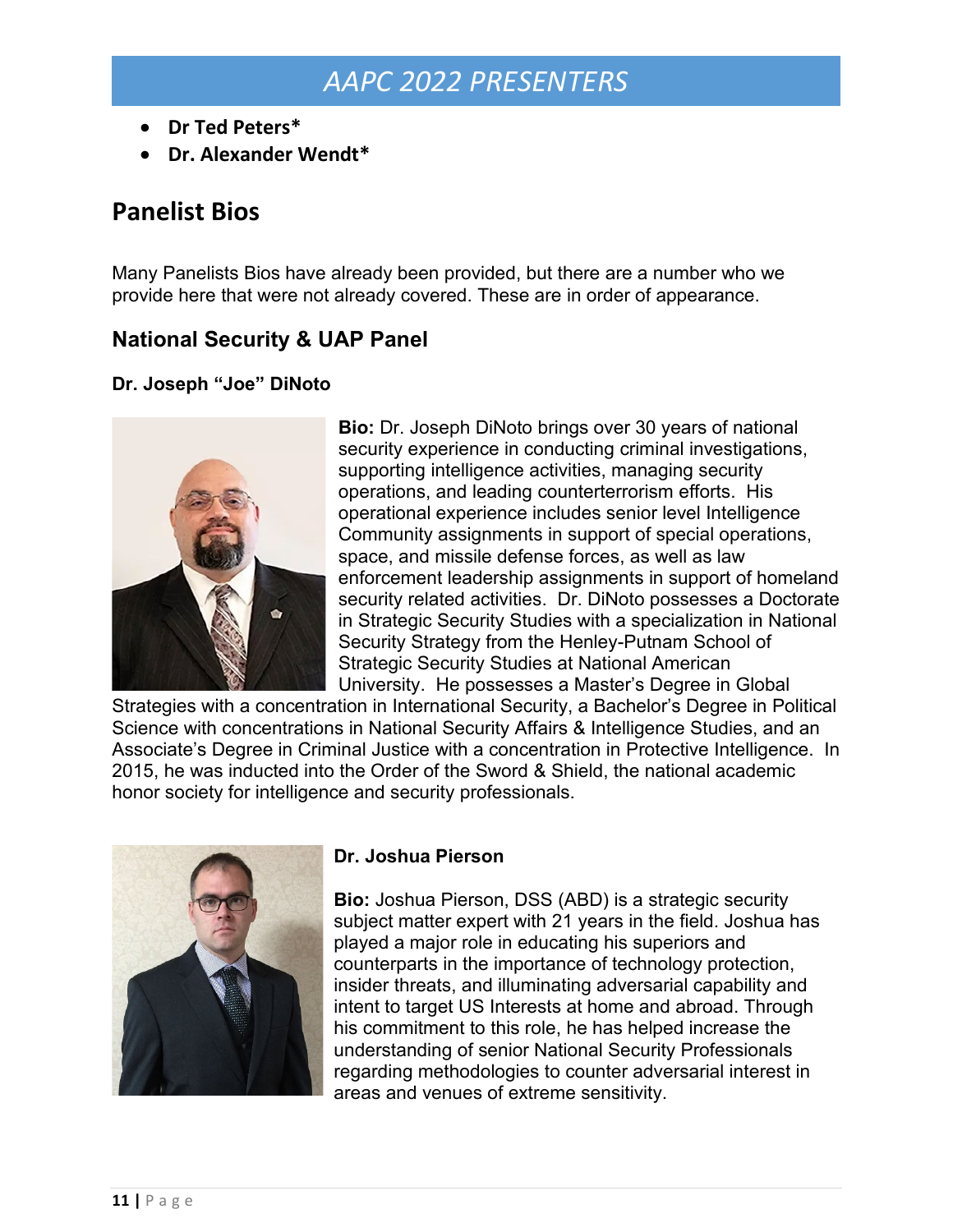- **Dr Ted Peters***
- **Dr. Alexander Wendt***

## Panelist Bios

Many Panelists Bios have already been provided, but there are a number who we provide here that were not already covered. These are in order of appearance.

### National Security & UAP Panel

**Dr. Joseph "Joe" DiNoto**

**Bio:** Dr. Joseph DiNoto brings over 30 years of national security experience in conducting criminal investigations, supporting intelligence activities, managing security operations, and leading counterterrorism efforts. His operational experience includes senior level Intelligence Community assignments in support of special operations, space, and missile defense forces, as well as law enforcement leadership assignments in support of homeland security related activities. Dr. DiNoto possesses a Doctorate in Strategic Security Studies with a specialization in National Security Strategy from the Henley-Putnam School of Strategic Security Studies at National American University. He possesses a Master's Degree in Global Strategies with a concentration in International Security, a Bachelor's Degree in Political Science with concentrations in National Security Affairs & Intelligence Studies, and an Associate's Degree in Criminal Justice with a concentration in Protective Intelligence. In 2015, he was inducted into the Order of the Sword & Shield, the national academic honor society for intelligence and security professionals.

**Dr. Joshua Pierson**

**Bio:** Joshua Pierson, DSS (ABD) is a strategic security subject matter expert with 21 years in the field. Joshua has played a major role in educating his superiors and counterparts in the importance of technology protection, insider threats, and illuminating adversarial capability and intent to target US Interests at home and abroad. Through his commitment to this role, he has helped increase the understanding of senior National Security Professionals regarding methodologies to counter adversarial interest in areas and venues of extreme sensitivity.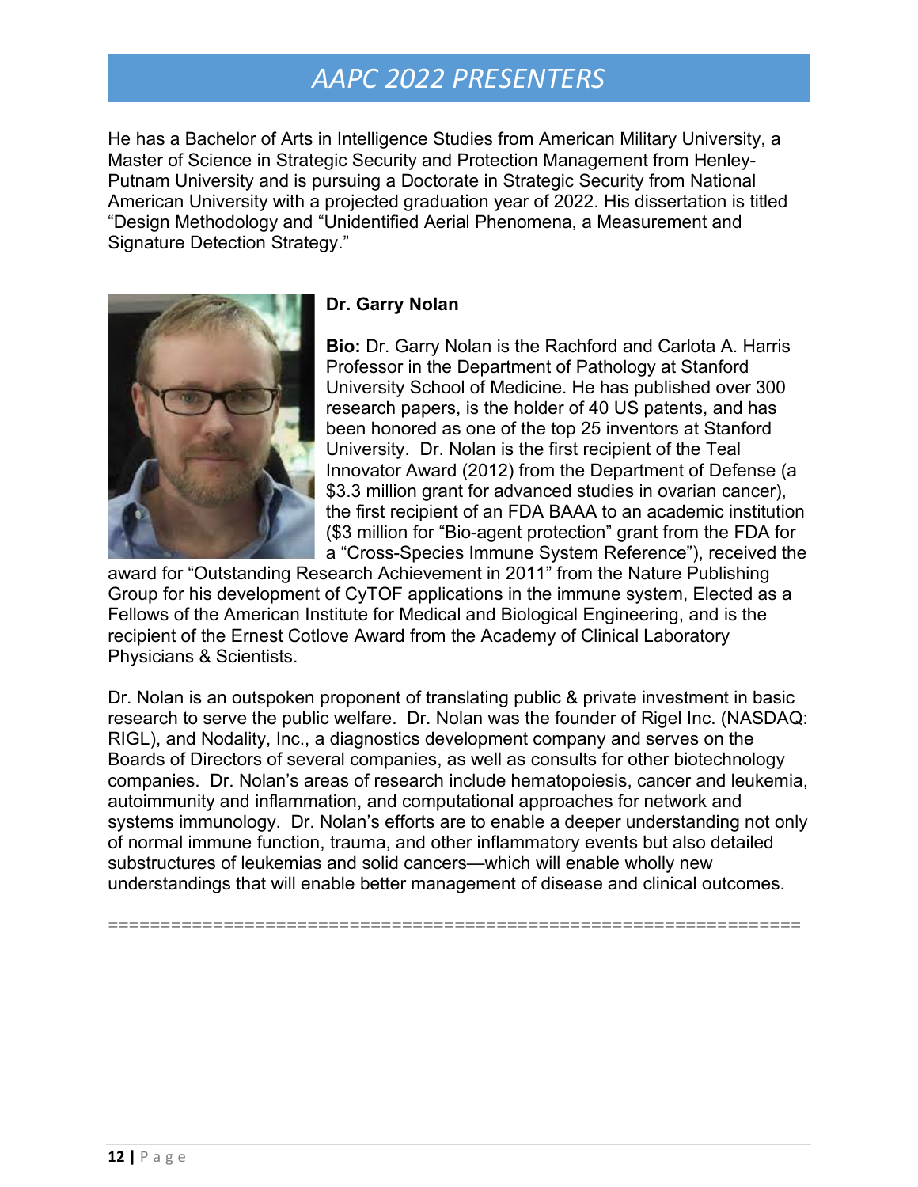He has a Bachelor of Arts in Intelligence Studies from American Military University, a Master of Science in Strategic Security and Protection Management from Henley-Putnam University and is pursuing a Doctorate in Strategic Security from National American University with a projected graduation year of 2022. His dissertation is titled "Design Methodology and "Unidentified Aerial Phenomena, a Measurement and Signature Detection Strategy."

**Dr. Garry Nolan**

**Bio:** Dr. Garry Nolan is the Rachford and Carlota A. Harris Professor in the Department of Pathology at Stanford University School of Medicine. He has published over 300 research papers, is the holder of 40 US patents, and has been honored as one of the top 25 inventors at Stanford University. Dr. Nolan is the first recipient of the Teal Innovator Award (2012) from the Department of Defense (a $3.3 million grant for advanced studies in ovarian cancer), the first recipient of an FDA BAAA to an academic institution ($3 million for "Bio-agent protection" grant from the FDA for a "Cross-Species Immune System Reference"), received the award for "Outstanding Research Achievement in 2011" from the Nature Publishing Group for his development of CyTOF applications in the immune system, Elected as a Fellows of the American Institute for Medical and Biological Engineering, and is the recipient of the Ernest Cotlove Award from the Academy of Clinical Laboratory Physicians & Scientists.

Dr. Nolan is an outspoken proponent of translating public & private investment in basic research to serve the public welfare. Dr. Nolan was the founder of Rigel Inc. (NASDAQ: RIGL), and Nodality, Inc., a diagnostics development company and serves on the Boards of Directors of several companies, as well as consults for other biotechnology companies. Dr. Nolan's areas of research include hematopoiesis, cancer and leukemia, autoimmunity and inflammation, and computational approaches for network and systems immunology. Dr. Nolan's efforts are to enable a deeper understanding not only of normal immune function, trauma, and other inflammatory events but also detailed substructures of leukemias and solid cancers—which will enable wholly new understandings that will enable better management of disease and clinical outcomes.

=================================================================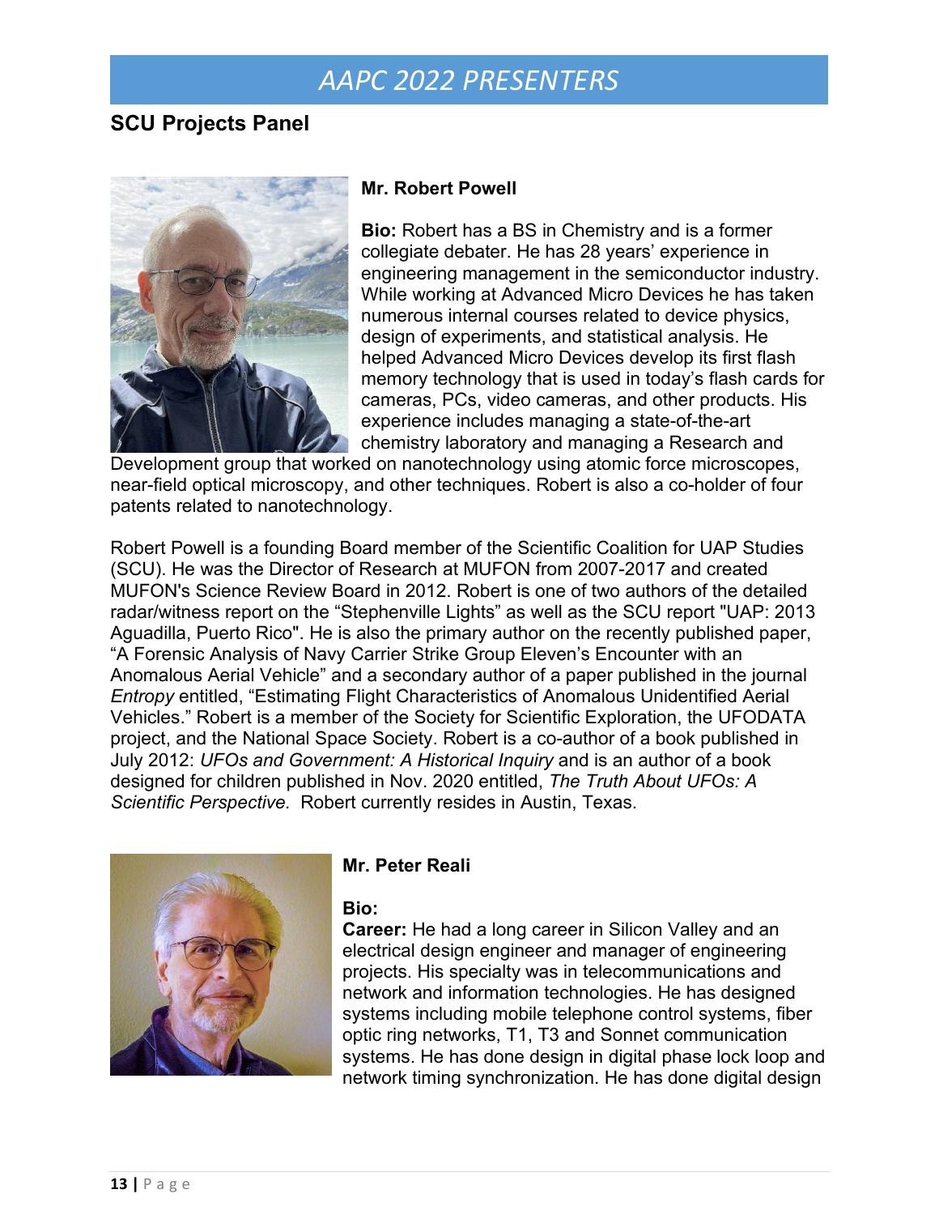# AAPC 2022 PRESENTERS

## SCU Projects Panel

**Mr. Robert Powell**

**Bio:** Robert has a BS in Chemistry and is a former collegiate debater. He has 28 years' experience in engineering management in the semiconductor industry. While working at Advanced Micro Devices he has taken numerous internal courses related to device physics, design of experiments, and statistical analysis. He helped Advanced Micro Devices develop its first flash memory technology that is used in today's flash cards for cameras, PCs, video cameras, and other products. His experience includes managing a state-of-the-art chemistry laboratory and managing a Research and Development group that worked on nanotechnology using atomic force microscopes, near-field optical microscopy, and other techniques. Robert is also a co-holder of four patents related to nanotechnology.

Robert Powell is a founding Board member of the Scientific Coalition for UAP Studies (SCU). He was the Director of Research at MUFON from 2007-2017 and created MUFON's Science Review Board in 2012. Robert is one of two authors of the detailed radar/witness report on the "Stephenville Lights" as well as the SCU report "UAP: 2013 Aguadilla, Puerto Rico". He is also the primary author on the recently published paper, "A Forensic Analysis of Navy Carrier Strike Group Eleven's Encounter with an Anomalous Aerial Vehicle" and a secondary author of a paper published in the journal *Entropy* entitled, "Estimating Flight Characteristics of Anomalous Unidentified Aerial Vehicles." Robert is a member of the Society for Scientific Exploration, the UFODATA project, and the National Space Society. Robert is a co-author of a book published in July 2012: *UFOs and Government: A Historical Inquiry* and is an author of a book designed for children published in Nov. 2020 entitled, *The Truth About UFOs: A Scientific Perspective.* Robert currently resides in Austin, Texas.

**Mr. Peter Reali**

**Bio:**

**Career:** He had a long career in Silicon Valley and an electrical design engineer and manager of engineering projects. His specialty was in telecommunications and network and information technologies. He has designed systems including mobile telephone control systems, fiber optic ring networks, T1, T3 and Sonnet communication systems. He has done design in digital phase lock loop and network timing synchronization. He has done digital design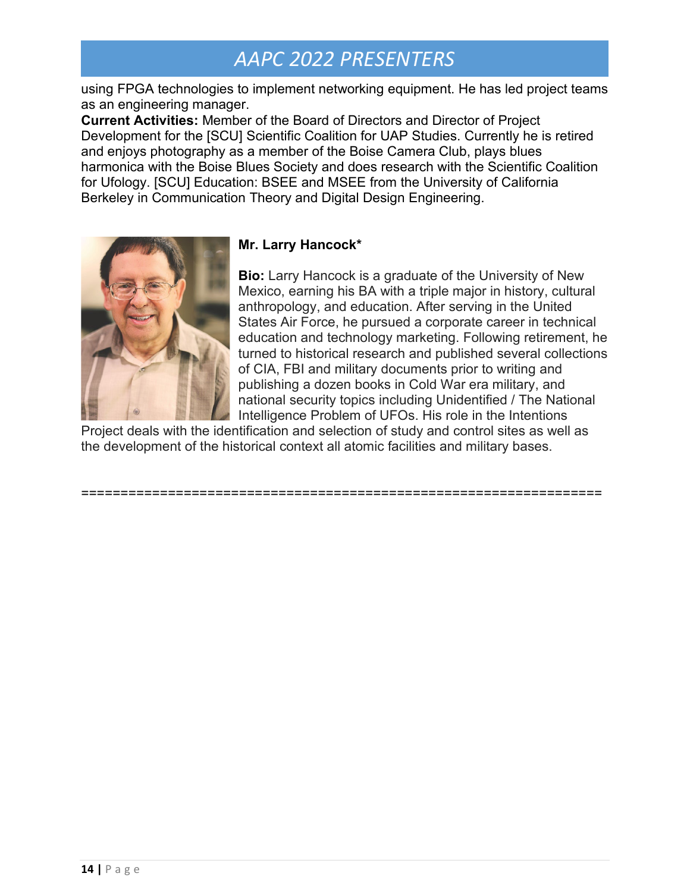using FPGA technologies to implement networking equipment. He has led project teams as an engineering manager.
**Current Activities:** Member of the Board of Directors and Director of Project Development for the [SCU] Scientific Coalition for UAP Studies. Currently he is retired and enjoys photography as a member of the Boise Camera Club, plays blues harmonica with the Boise Blues Society and does research with the Scientific Coalition for Ufology. [SCU] Education: BSEE and MSEE from the University of California Berkeley in Communication Theory and Digital Design Engineering.

**Mr. Larry Hancock***

**Bio:** Larry Hancock is a graduate of the University of New Mexico, earning his BA with a triple major in history, cultural anthropology, and education. After serving in the United States Air Force, he pursued a corporate career in technical education and technology marketing. Following retirement, he turned to historical research and published several collections of CIA, FBI and military documents prior to writing and publishing a dozen books in Cold War era military, and national security topics including Unidentified / The National Intelligence Problem of UFOs. His role in the Intentions Project deals with the identification and selection of study and control sites as well as the development of the historical context all atomic facilities and military bases.

================================================================